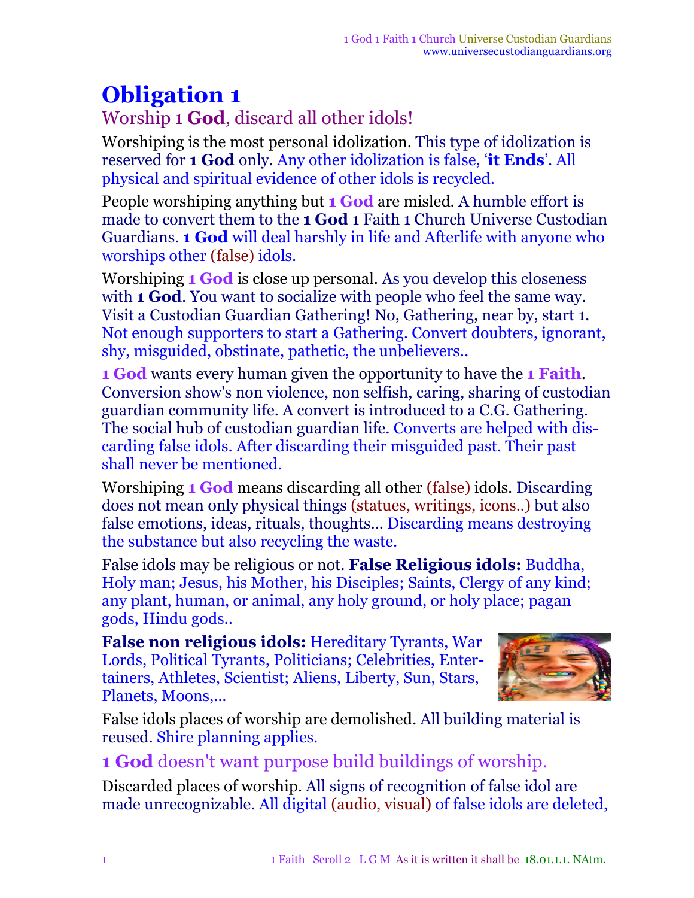# Obligation 1

## Worship 1 **God**, discard all other idols!

Worshiping is the most personal idolization. This type of idolization is reserved for **1 God** only. Any other idolization is false, '**it Ends**'. All physical and spiritual evidence of other idols is recycled.

People worshiping anything but **1 God** are misled. A humble effort is made to convert them to the **1 God** 1 Faith 1 Church Universe Custodian Guardians. **1 God** will deal harshly in life and Afterlife with anyone who worships other (false) idols.

Worshiping **1 God** is close up personal. As you develop this closeness with **1 God**. You want to socialize with people who feel the same way. Visit a Custodian Guardian Gathering! No, Gathering, near by, start 1. Not enough supporters to start a Gathering. Convert doubters, ignorant, shy, misguided, obstinate, pathetic, the unbelievers..

**1 God** wants every human given the opportunity to have the **1 Faith**. Conversion show's non violence, non selfish, caring, sharing of custodian guardian community life. A convert is introduced to a C.G. Gathering. The social hub of custodian guardian life. Converts are helped with discarding false idols. After discarding their misguided past. Their past shall never be mentioned.

Worshiping **1 God** means discarding all other (false) idols. Discarding does not mean only physical things (statues, writings, icons..) but also false emotions, ideas, rituals, thoughts... Discarding means destroying the substance but also recycling the waste.

False idols may be religious or not. **False Religious idols:** Buddha, Holy man; Jesus, his Mother, his Disciples; Saints, Clergy of any kind; any plant, human, or animal, any holy ground, or holy place; pagan gods, Hindu gods..

**False non religious idols:** Hereditary Tyrants, War Lords, Political Tyrants, Politicians; Celebrities, Entertainers, Athletes, Scientist; Aliens, Liberty, Sun, Stars, Planets, Moons,...

False idols places of worship are demolished. All building material is reused. Shire planning applies.

### **1 God** doesn't want purpose build buildings of worship.

Discarded places of worship. All signs of recognition of false idol are made unrecognizable. All digital (audio, visual) of false idols are deleted,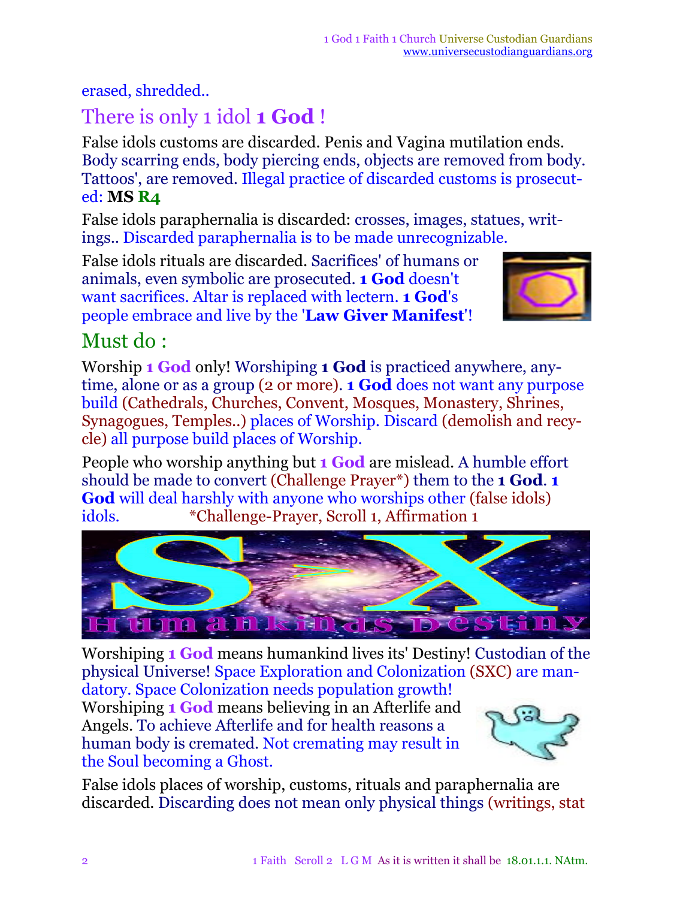erased, shredded..

## There is only 1 idol **1 God** !

False idols customs are discarded. Penis and Vagina mutilation ends. Body scarring ends, body piercing ends, objects are removed from body. Tattoos', are removed. Illegal practice of discarded customs is prosecuted: **MS R4**

False idols paraphernalia is discarded: crosses, images, statues, writings.. Discarded paraphernalia is to be made unrecognizable.

False idols rituals are discarded. Sacrifices' of humans or animals, even symbolic are prosecuted. **1 God** doesn't want sacrifices. Altar is replaced with lectern. **1 God**'s people embrace and live by the '**Law Giver Manifest**'!

## Must do :

Worship **1 God** only! Worshiping **1 God** is practiced anywhere, anytime, alone or as a group (2 or more). **1 God** does not want any purpose build (Cathedrals, Churches, Convent, Mosques, Monastery, Shrines, Synagogues, Temples..) places of Worship. Discard (demolish and recycle) all purpose build places of Worship.

People who worship anything but **1 God** are mislead. A humble effort should be made to convert (Challenge Prayer*) them to the **1 God**. **1 God** will deal harshly with anyone who worships other (false idols) idols. *Challenge-Prayer, Scroll 1, Affirmation 1

Worshiping **1 God** means humankind lives its' Destiny! Custodian of the physical Universe! Space Exploration and Colonization (SXC) are mandatory. Space Colonization needs population growth!

Worshiping **1 God** means believing in an Afterlife and Angels. To achieve Afterlife and for health reasons a human body is cremated. Not cremating may result in the Soul becoming a Ghost.

False idols places of worship, customs, rituals and paraphernalia are discarded. Discarding does not mean only physical things (writings, stat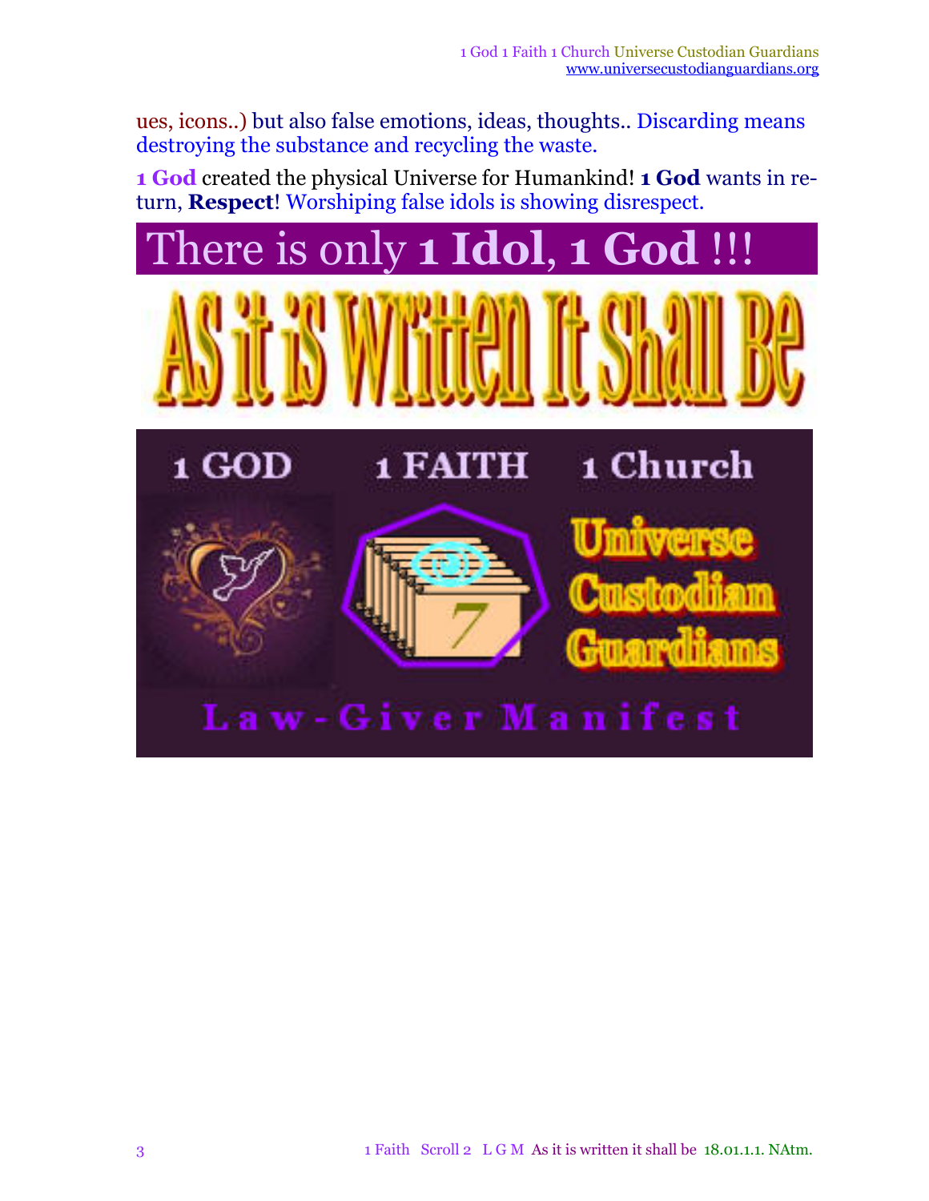ues, icons..) but also false emotions, ideas, thoughts.. Discarding means destroying the substance and recycling the waste.

**1 God** created the physical Universe for Humankind! **1 God** wants in return, **Respect**! Worshiping false idols is showing disrespect.

# There is only **1 Idol**, **1 God** !!!

AS it iS Written It Shall Be

1 GOD 1 FAITH 1 Church

Universe Custodian Guardians

7

Law-Giver Manifest